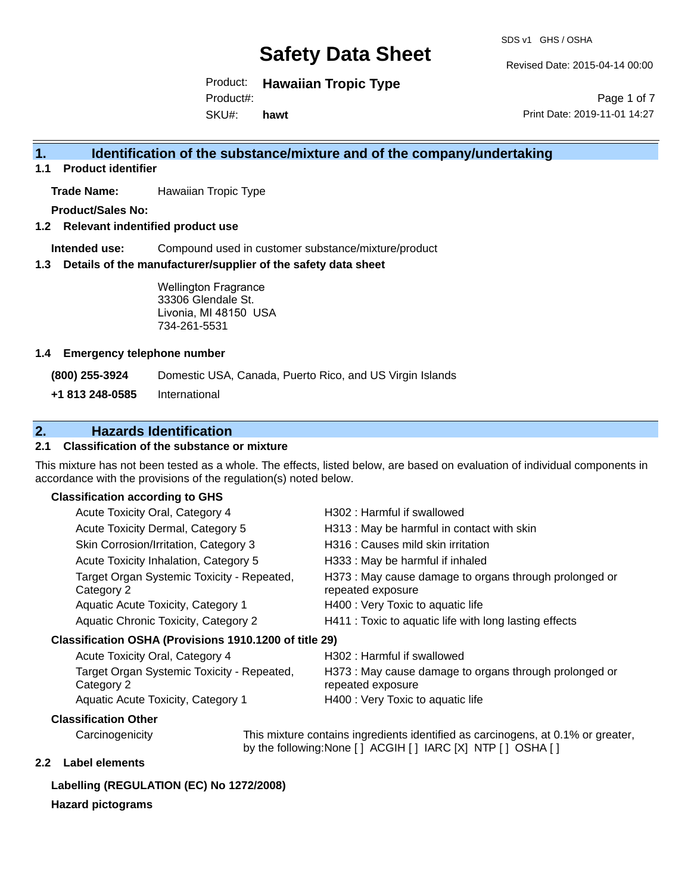# Safety Data Sheet

SDS v1 GHS / OSHA

Revised Date: 2015-04-14 00:00

Product: **Hawaiian Tropic Type**
Product#:
SKU#: **hawt**

Print Date: 2019-11-01 14:27

## 1. Identification of the substance/mixture and of the company/undertaking

### 1.1 Product identifier

**Trade Name:** Hawaiian Tropic Type

**Product/Sales No:**

### 1.2 Relevant identified product use

**Intended use:** Compound used in customer substance/mixture/product

### 1.3 Details of the manufacturer/supplier of the safety data sheet

Wellington Fragrance
33306 Glendale St.
Livonia, MI 48150 USA
734-261-5531

### 1.4 Emergency telephone number

**(800) 255-3924** Domestic USA, Canada, Puerto Rico, and US Virgin Islands

**+1 813 248-0585** International

## 2. Hazards Identification

### 2.1 Classification of the substance or mixture

This mixture has not been tested as a whole. The effects, listed below, are based on evaluation of individual components in accordance with the provisions of the regulation(s) noted below.

**Classification according to GHS**

| | |
|---|---|
| Acute Toxicity Oral, Category 4 | H302 : Harmful if swallowed |
| Acute Toxicity Dermal, Category 5 | H313 : May be harmful in contact with skin |
| Skin Corrosion/Irritation, Category 3 | H316 : Causes mild skin irritation |
| Acute Toxicity Inhalation, Category 5 | H333 : May be harmful if inhaled |
| Target Organ Systemic Toxicity - Repeated, Category 2 | H373 : May cause damage to organs through prolonged or repeated exposure |
| Aquatic Acute Toxicity, Category 1 | H400 : Very Toxic to aquatic life |
| Aquatic Chronic Toxicity, Category 2 | H411 : Toxic to aquatic life with long lasting effects |

**Classification OSHA (Provisions 1910.1200 of title 29)**

| | |
|---|---|
| Acute Toxicity Oral, Category 4 | H302 : Harmful if swallowed |
| Target Organ Systemic Toxicity - Repeated, Category 2 | H373 : May cause damage to organs through prolonged or repeated exposure |
| Aquatic Acute Toxicity, Category 1 | H400 : Very Toxic to aquatic life |

**Classification Other**

Carcinogenicity — This mixture contains ingredients identified as carcinogens, at 0.1% or greater, by the following:None [ ] ACGIH [ ] IARC [X] NTP [ ] OSHA [ ]

### 2.2 Label elements

**Labelling (REGULATION (EC) No 1272/2008)**

**Hazard pictograms**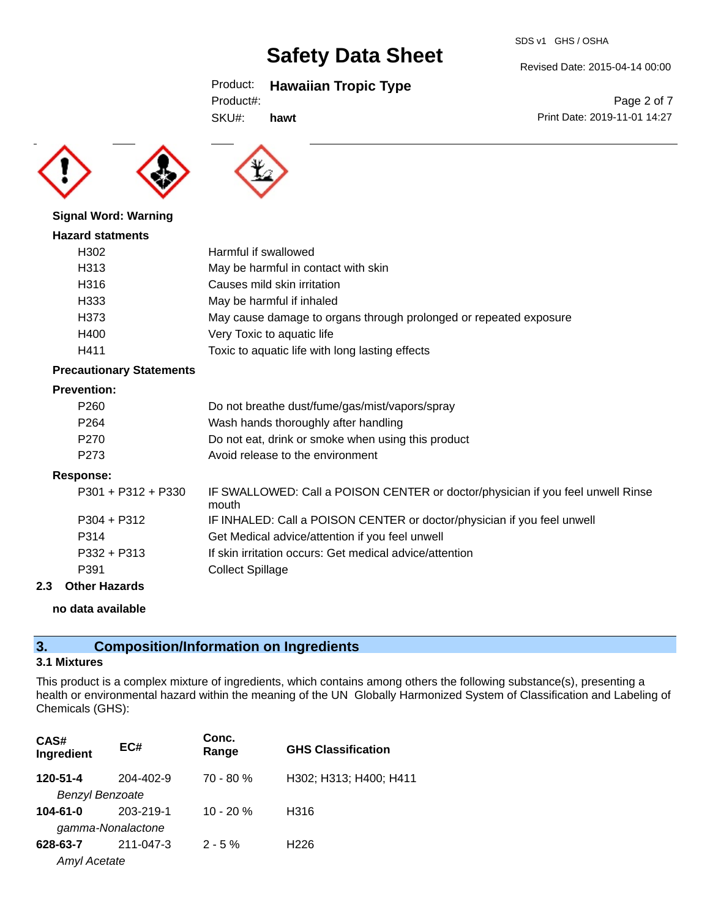**Signal Word: Warning**

**Hazard statments**

| | |
|---|---|
| H302 | Harmful if swallowed |
| H313 | May be harmful in contact with skin |
| H316 | Causes mild skin irritation |
| H333 | May be harmful if inhaled |
| H373 | May cause damage to organs through prolonged or repeated exposure |
| H400 | Very Toxic to aquatic life |
| H411 | Toxic to aquatic life with long lasting effects |

**Precautionary Statements**

**Prevention:**

| | |
|---|---|
| P260 | Do not breathe dust/fume/gas/mist/vapors/spray |
| P264 | Wash hands thoroughly after handling |
| P270 | Do not eat, drink or smoke when using this product |
| P273 | Avoid release to the environment |

**Response:**

| | |
|---|---|
| P301 + P312 + P330 | IF SWALLOWED: Call a POISON CENTER or doctor/physician if you feel unwell Rinse mouth |
| P304 + P312 | IF INHALED: Call a POISON CENTER or doctor/physician if you feel unwell |
| P314 | Get Medical advice/attention if you feel unwell |
| P332 + P313 | If skin irritation occurs: Get medical advice/attention |
| P391 | Collect Spillage |

### 2.3 Other Hazards

**no data available**

## 3. Composition/Information on Ingredients

### 3.1 Mixtures

This product is a complex mixture of ingredients, which contains among others the following substance(s), presenting a health or environmental hazard within the meaning of the UN Globally Harmonized System of Classification and Labeling of Chemicals (GHS):

| CAS# Ingredient | EC# | Conc. Range | GHS Classification |
|---|---|---|---|
| **120-51-4** *Benzyl Benzoate* | 204-402-9 | 70 - 80 % | H302; H313; H400; H411 |
| **104-61-0** *gamma-Nonalactone* | 203-219-1 | 10 - 20 % | H316 |
| **628-63-7** *Amyl Acetate* | 211-047-3 | 2 - 5 % | H226 |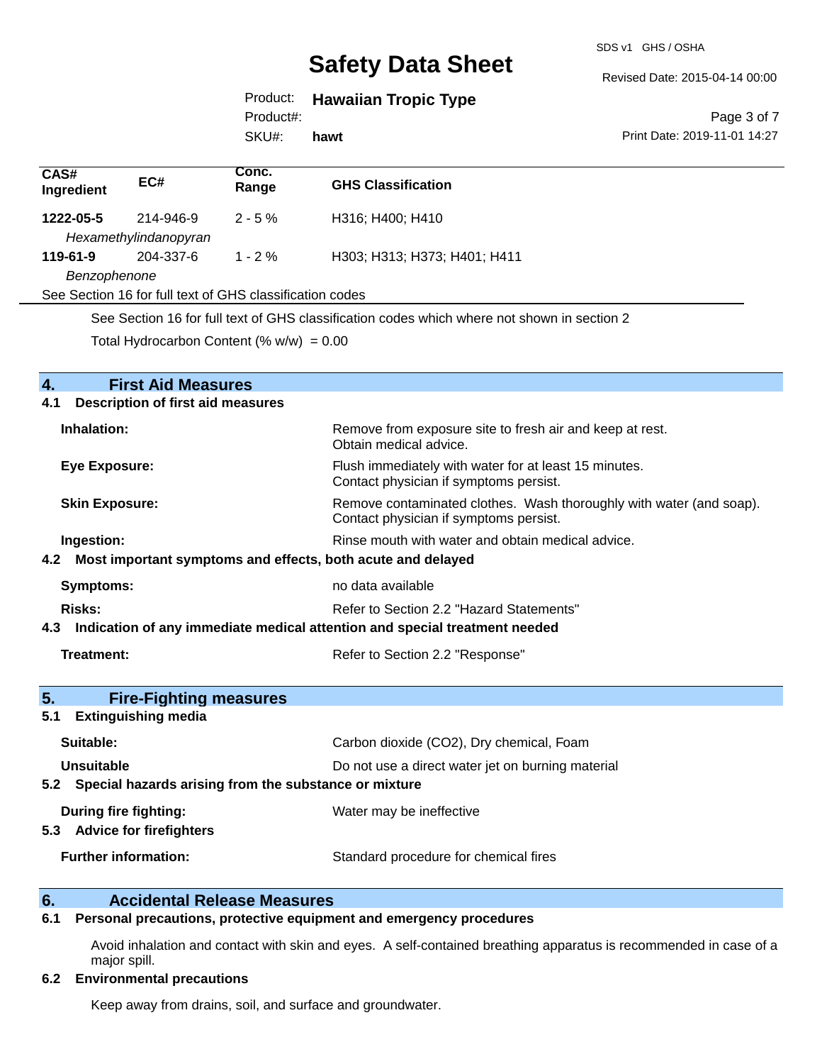| CAS# Ingredient | EC# | Conc. Range | GHS Classification |
|---|---|---|---|
| **1222-05-5** | 214-946-9 | 2 - 5 % | H316; H400; H410 |
| *Hexamethylindanopyran* | | | |
| **119-61-9** | 204-337-6 | 1 - 2 % | H303; H313; H373; H401; H411 |
| *Benzophenone* | | | |

See Section 16 for full text of GHS classification codes

See Section 16 for full text of GHS classification codes which where not shown in section 2

Total Hydrocarbon Content (% w/w) = 0.00

## 4. First Aid Measures

### 4.1 Description of first aid measures

**Inhalation:** Remove from exposure site to fresh air and keep at rest. Obtain medical advice.

**Eye Exposure:** Flush immediately with water for at least 15 minutes. Contact physician if symptoms persist.

**Skin Exposure:** Remove contaminated clothes. Wash thoroughly with water (and soap). Contact physician if symptoms persist.

**Ingestion:** Rinse mouth with water and obtain medical advice.

### 4.2 Most important symptoms and effects, both acute and delayed

**Symptoms:** no data available

**Risks:** Refer to Section 2.2 "Hazard Statements"

### 4.3 Indication of any immediate medical attention and special treatment needed

**Treatment:** Refer to Section 2.2 "Response"

## 5. Fire-Fighting measures

### 5.1 Extinguishing media

**Suitable:** Carbon dioxide ($CO_2$), Dry chemical, Foam

**Unsuitable** Do not use a direct water jet on burning material

### 5.2 Special hazards arising from the substance or mixture

**During fire fighting:** Water may be ineffective

### 5.3 Advice for firefighters

**Further information:** Standard procedure for chemical fires

## 6. Accidental Release Measures

### 6.1 Personal precautions, protective equipment and emergency procedures

Avoid inhalation and contact with skin and eyes. A self-contained breathing apparatus is recommended in case of a major spill.

### 6.2 Environmental precautions

Keep away from drains, soil, and surface and groundwater.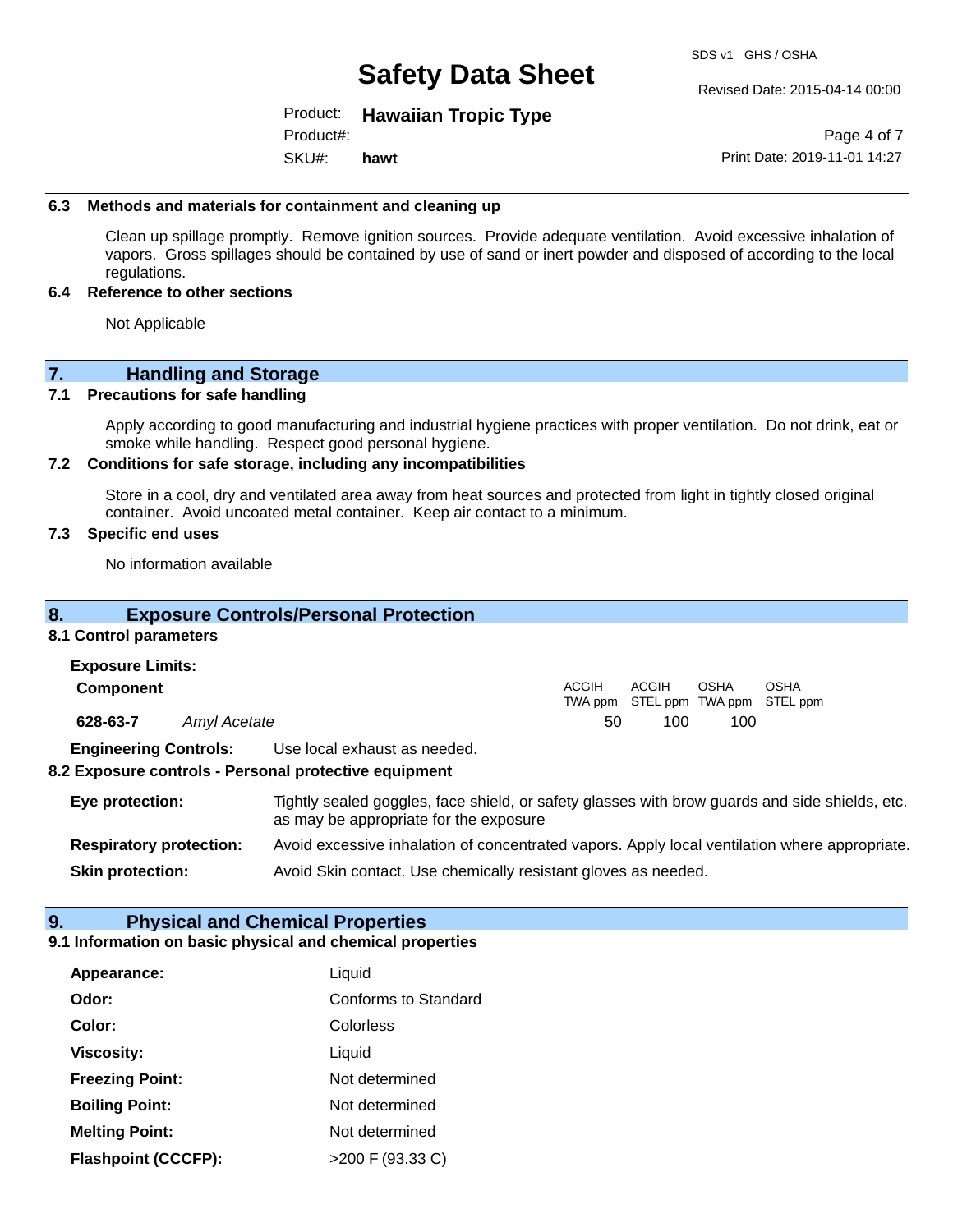### 6.3 Methods and materials for containment and cleaning up

Clean up spillage promptly. Remove ignition sources. Provide adequate ventilation. Avoid excessive inhalation of vapors. Gross spillages should be contained by use of sand or inert powder and disposed of according to the local regulations.

### 6.4 Reference to other sections

Not Applicable

## 7. Handling and Storage

### 7.1 Precautions for safe handling

Apply according to good manufacturing and industrial hygiene practices with proper ventilation. Do not drink, eat or smoke while handling. Respect good personal hygiene.

### 7.2 Conditions for safe storage, including any incompatibilities

Store in a cool, dry and ventilated area away from heat sources and protected from light in tightly closed original container. Avoid uncoated metal container. Keep air contact to a minimum.

### 7.3 Specific end uses

No information available

## 8. Exposure Controls/Personal Protection

### 8.1 Control parameters

**Exposure Limits:**

| Component | | ACGIH TWA ppm | ACGIH STEL ppm | OSHA TWA ppm | OSHA STEL ppm |
|---|---|---|---|---|---|
| **628-63-7** | *Amyl Acetate* | 50 | 100 | 100 | |

**Engineering Controls:** Use local exhaust as needed.

### 8.2 Exposure controls - Personal protective equipment

**Eye protection:** Tightly sealed goggles, face shield, or safety glasses with brow guards and side shields, etc. as may be appropriate for the exposure

**Respiratory protection:** Avoid excessive inhalation of concentrated vapors. Apply local ventilation where appropriate.

**Skin protection:** Avoid Skin contact. Use chemically resistant gloves as needed.

## 9. Physical and Chemical Properties

### 9.1 Information on basic physical and chemical properties

**Appearance:** Liquid

**Odor:** Conforms to Standard

**Color:** Colorless

**Viscosity:** Liquid

**Freezing Point:** Not determined

**Boiling Point:** Not determined

**Melting Point:** Not determined

**Flashpoint (CCCFP):** >200 F (93.33 C)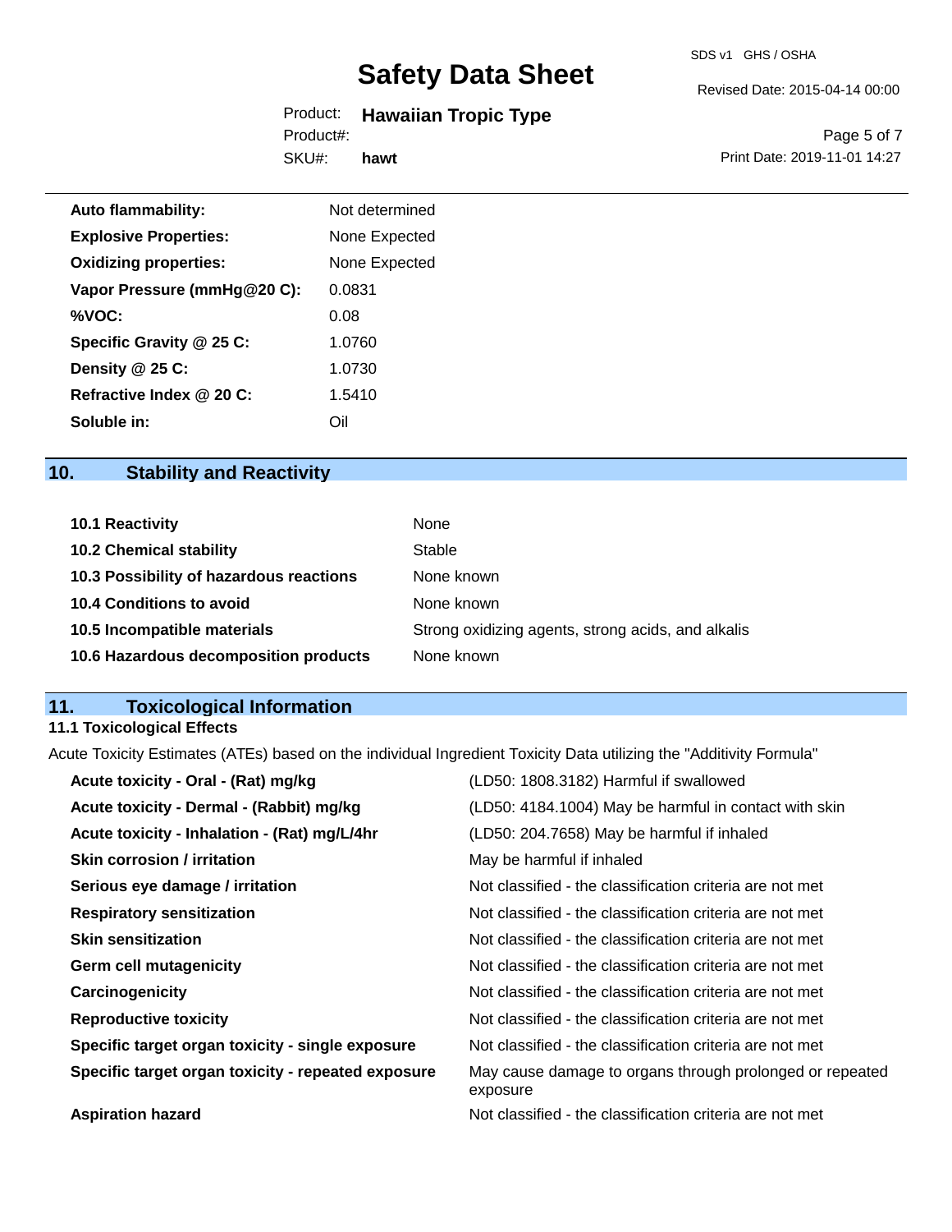| | |
|---|---|
| **Auto flammability:** | Not determined |
| **Explosive Properties:** | None Expected |
| **Oxidizing properties:** | None Expected |
| **Vapor Pressure (mmHg@20 C):** | 0.0831 |
| **%VOC:** | 0.08 |
| **Specific Gravity @ 25 C:** | 1.0760 |
| **Density @ 25 C:** | 1.0730 |
| **Refractive Index @ 20 C:** | 1.5410 |
| **Soluble in:** | Oil |

## 10. Stability and Reactivity

| | |
|---|---|
| **10.1 Reactivity** | None |
| **10.2 Chemical stability** | Stable |
| **10.3 Possibility of hazardous reactions** | None known |
| **10.4 Conditions to avoid** | None known |
| **10.5 Incompatible materials** | Strong oxidizing agents, strong acids, and alkalis |
| **10.6 Hazardous decomposition products** | None known |

## 11. Toxicological Information

### 11.1 Toxicological Effects

Acute Toxicity Estimates (ATEs) based on the individual Ingredient Toxicity Data utilizing the "Additivity Formula"

| | |
|---|---|
| **Acute toxicity - Oral - (Rat) mg/kg** | (LD50: 1808.3182) Harmful if swallowed |
| **Acute toxicity - Dermal - (Rabbit) mg/kg** | (LD50: 4184.1004) May be harmful in contact with skin |
| **Acute toxicity - Inhalation - (Rat) mg/L/4hr** | (LD50: 204.7658) May be harmful if inhaled |
| **Skin corrosion / irritation** | May be harmful if inhaled |
| **Serious eye damage / irritation** | Not classified - the classification criteria are not met |
| **Respiratory sensitization** | Not classified - the classification criteria are not met |
| **Skin sensitization** | Not classified - the classification criteria are not met |
| **Germ cell mutagenicity** | Not classified - the classification criteria are not met |
| **Carcinogenicity** | Not classified - the classification criteria are not met |
| **Reproductive toxicity** | Not classified - the classification criteria are not met |
| **Specific target organ toxicity - single exposure** | Not classified - the classification criteria are not met |
| **Specific target organ toxicity - repeated exposure** | May cause damage to organs through prolonged or repeated exposure |
| **Aspiration hazard** | Not classified - the classification criteria are not met |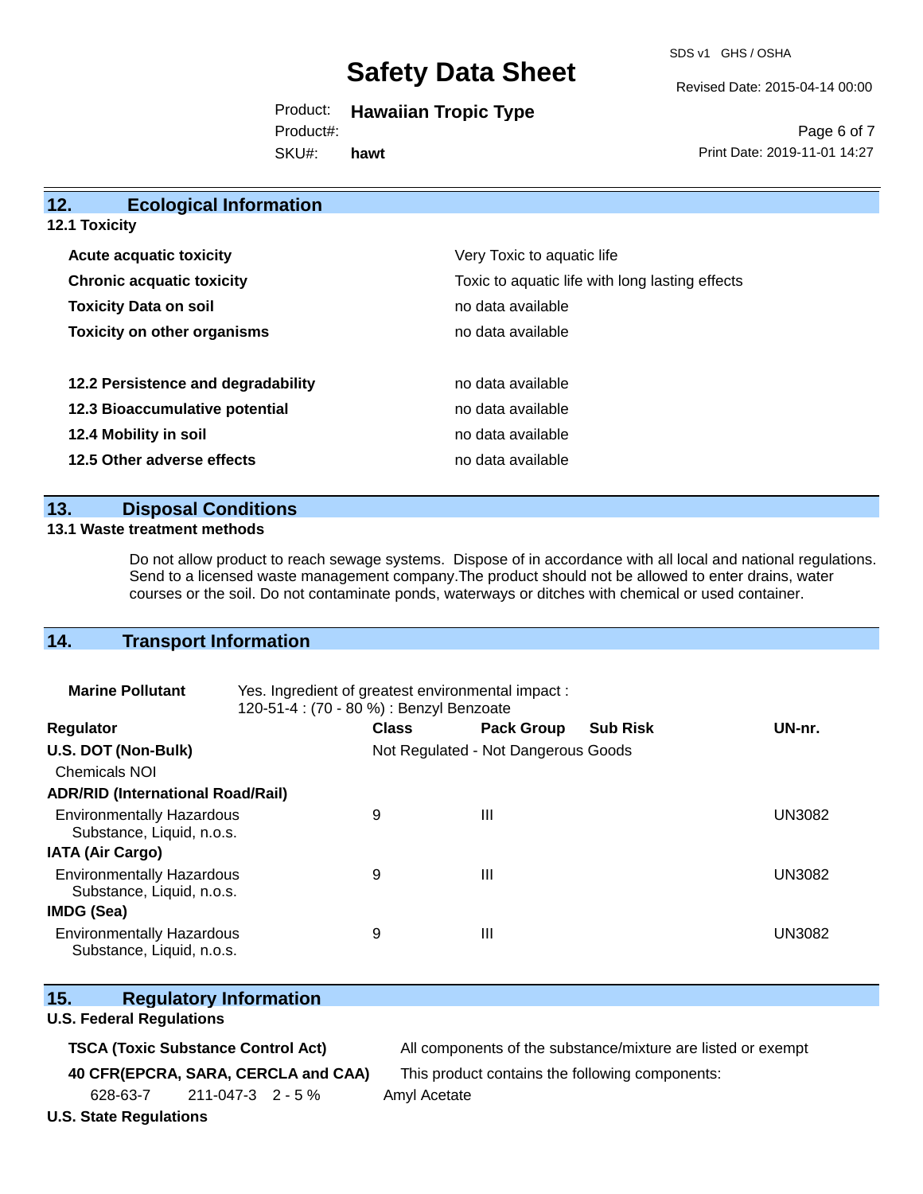## 12. Ecological Information

### 12.1 Toxicity

| | |
|---|---|
| **Acute acquatic toxicity** | Very Toxic to aquatic life |
| **Chronic acquatic toxicity** | Toxic to aquatic life with long lasting effects |
| **Toxicity Data on soil** | no data available |
| **Toxicity on other organisms** | no data available |
| **12.2 Persistence and degradability** | no data available |
| **12.3 Bioaccumulative potential** | no data available |
| **12.4 Mobility in soil** | no data available |
| **12.5 Other adverse effects** | no data available |

## 13. Disposal Conditions

### 13.1 Waste treatment methods

Do not allow product to reach sewage systems. Dispose of in accordance with all local and national regulations. Send to a licensed waste management company.The product should not be allowed to enter drains, water courses or the soil. Do not contaminate ponds, waterways or ditches with chemical or used container.

## 14. Transport Information

**Marine Pollutant** Yes. Ingredient of greatest environmental impact :
120-51-4 : (70 - 80 %) : Benzyl Benzoate

| Regulator | Class | Pack Group | Sub Risk | UN-nr. |
|---|---|---|---|---|
| **U.S. DOT (Non-Bulk)** | Not Regulated - Not Dangerous Goods | | | |
| Chemicals NOI | | | | |
| **ADR/RID (International Road/Rail)** | | | | |
| Environmentally Hazardous Substance, Liquid, n.o.s. | 9 | III | | UN3082 |
| **IATA (Air Cargo)** | | | | |
| Environmentally Hazardous Substance, Liquid, n.o.s. | 9 | III | | UN3082 |
| **IMDG (Sea)** | | | | |
| Environmentally Hazardous Substance, Liquid, n.o.s. | 9 | III | | UN3082 |

## 15. Regulatory Information

**U.S. Federal Regulations**

**TSCA (Toxic Substance Control Act)** All components of the substance/mixture are listed or exempt

**40 CFR(EPCRA, SARA, CERCLA and CAA)** This product contains the following components:

| | | | |
|---|---|---|---|
| 628-63-7 | 211-047-3 | 2 - 5 % | Amyl Acetate |

**U.S. State Regulations**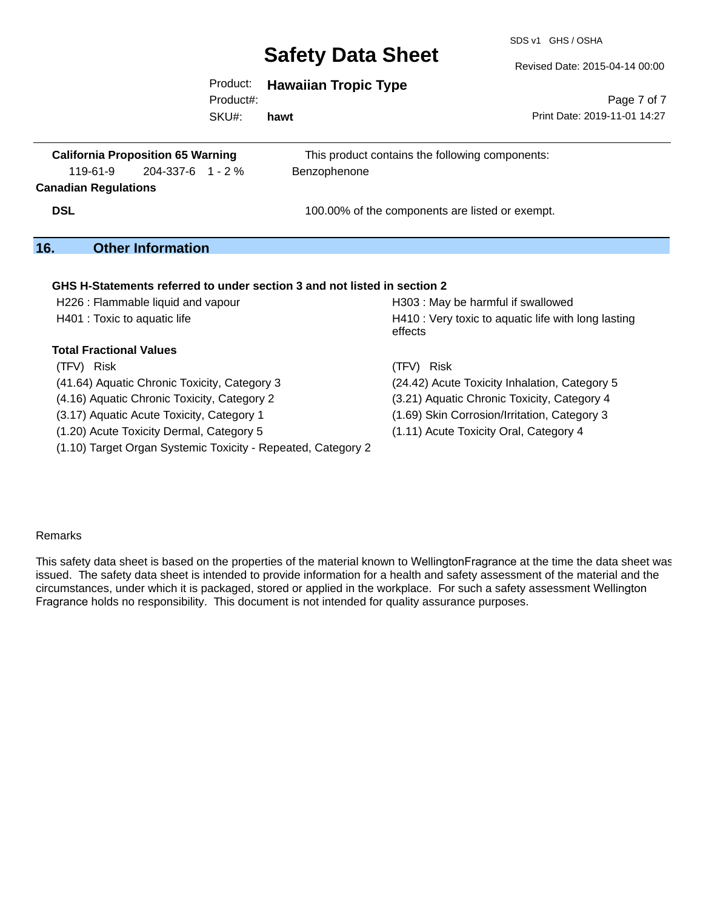**California Proposition 65 Warning**

This product contains the following components:

| | | | |
|---|---|---|---|
| 119-61-9 | 204-337-6 | 1 - 2 % | Benzophenone |

**Canadian Regulations**

**DSL** 100.00% of the components are listed or exempt.

## 16. Other Information

**GHS H-Statements referred to under section 3 and not listed in section 2**

H226 : Flammable liquid and vapour

H303 : May be harmful if swallowed

H401 : Toxic to aquatic life

H410 : Very toxic to aquatic life with long lasting effects

**Total Fractional Values**

| (TFV) Risk | (TFV) Risk |
|---|---|
| (41.64) Aquatic Chronic Toxicity, Category 3 | (24.42) Acute Toxicity Inhalation, Category 5 |
| (4.16) Aquatic Chronic Toxicity, Category 2 | (3.21) Aquatic Chronic Toxicity, Category 4 |
| (3.17) Aquatic Acute Toxicity, Category 1 | (1.69) Skin Corrosion/Irritation, Category 3 |
| (1.20) Acute Toxicity Dermal, Category 5 | (1.11) Acute Toxicity Oral, Category 4 |
| (1.10) Target Organ Systemic Toxicity - Repeated, Category 2 | |

Remarks

This safety data sheet is based on the properties of the material known to WellingtonFragrance at the time the data sheet was issued. The safety data sheet is intended to provide information for a health and safety assessment of the material and the circumstances, under which it is packaged, stored or applied in the workplace. For such a safety assessment Wellington Fragrance holds no responsibility. This document is not intended for quality assurance purposes.